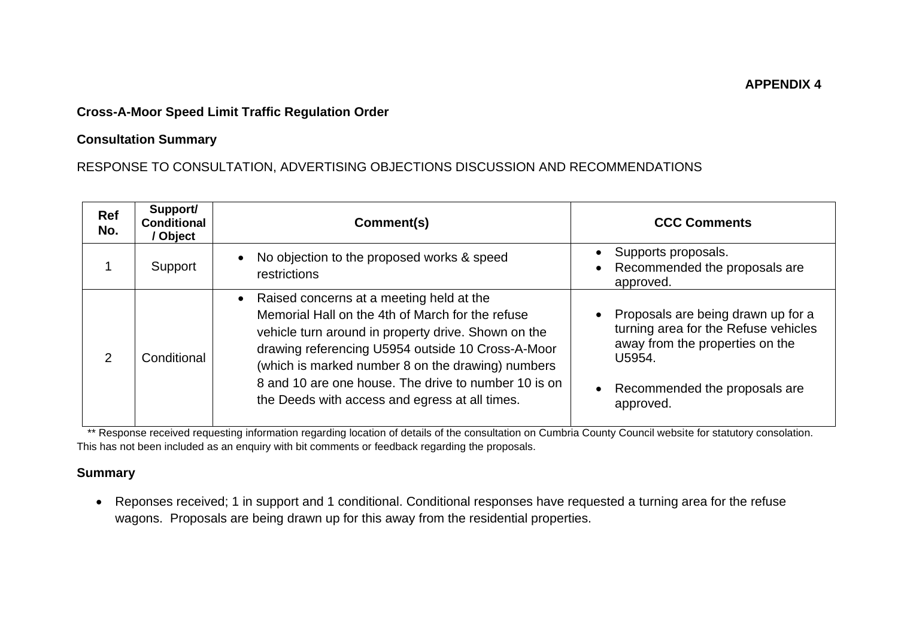**APPENDIX 4**

**Cross-A-Moor Speed Limit Traffic Regulation Order**

**Consultation Summary**

RESPONSE TO CONSULTATION, ADVERTISING OBJECTIONS DISCUSSION AND RECOMMENDATIONS

| Ref No. | Support/ Conditional / Object | Comment(s) | CCC Comments |
|---|---|---|---|
| 1 | Support | • No objection to the proposed works & speed restrictions | • Supports proposals.<br>• Recommended the proposals are approved. |
| 2 | Conditional | • Raised concerns at a meeting held at the Memorial Hall on the 4th of March for the refuse vehicle turn around in property drive. Shown on the drawing referencing U5954 outside 10 Cross-A-Moor (which is marked number 8 on the drawing) numbers 8 and 10 are one house. The drive to number 10 is on the Deeds with access and egress at all times. | • Proposals are being drawn up for a turning area for the Refuse vehicles away from the properties on the U5954.<br>• Recommended the proposals are approved. |

** Response received requesting information regarding location of details of the consultation on Cumbria County Council website for statutory consolation. This has not been included as an enquiry with bit comments or feedback regarding the proposals.

**Summary**

- Reponses received; 1 in support and 1 conditional. Conditional responses have requested a turning area for the refuse wagons. Proposals are being drawn up for this away from the residential properties.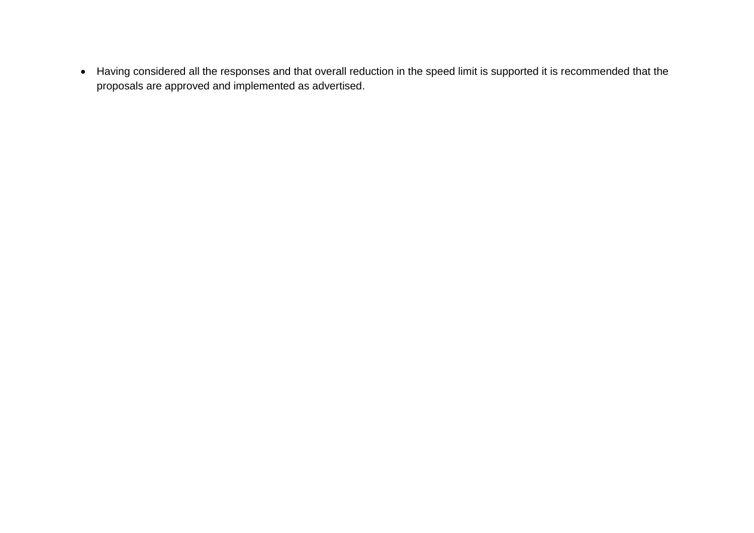- Having considered all the responses and that overall reduction in the speed limit is supported it is recommended that the proposals are approved and implemented as advertised.